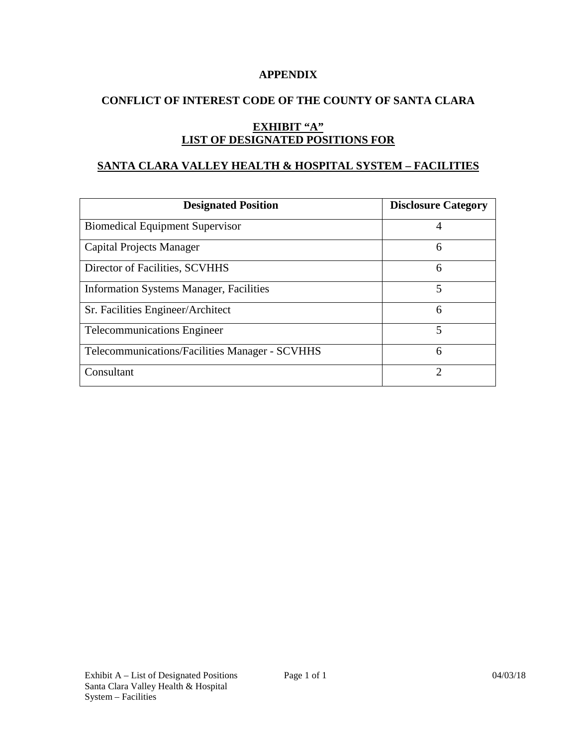# APPENDIX

## CONFLICT OF INTEREST CODE OF THE COUNTY OF SANTA CLARA

## EXHIBIT "A"
## LIST OF DESIGNATED POSITIONS FOR

## SANTA CLARA VALLEY HEALTH & HOSPITAL SYSTEM – FACILITIES

| Designated Position | Disclosure Category |
|---|---|
| Biomedical Equipment Supervisor | 4 |
| Capital Projects Manager | 6 |
| Director of Facilities, SCVHHS | 6 |
| Information Systems Manager, Facilities | 5 |
| Sr. Facilities Engineer/Architect | 6 |
| Telecommunications Engineer | 5 |
| Telecommunications/Facilities Manager - SCVHHS | 6 |
| Consultant | 2 |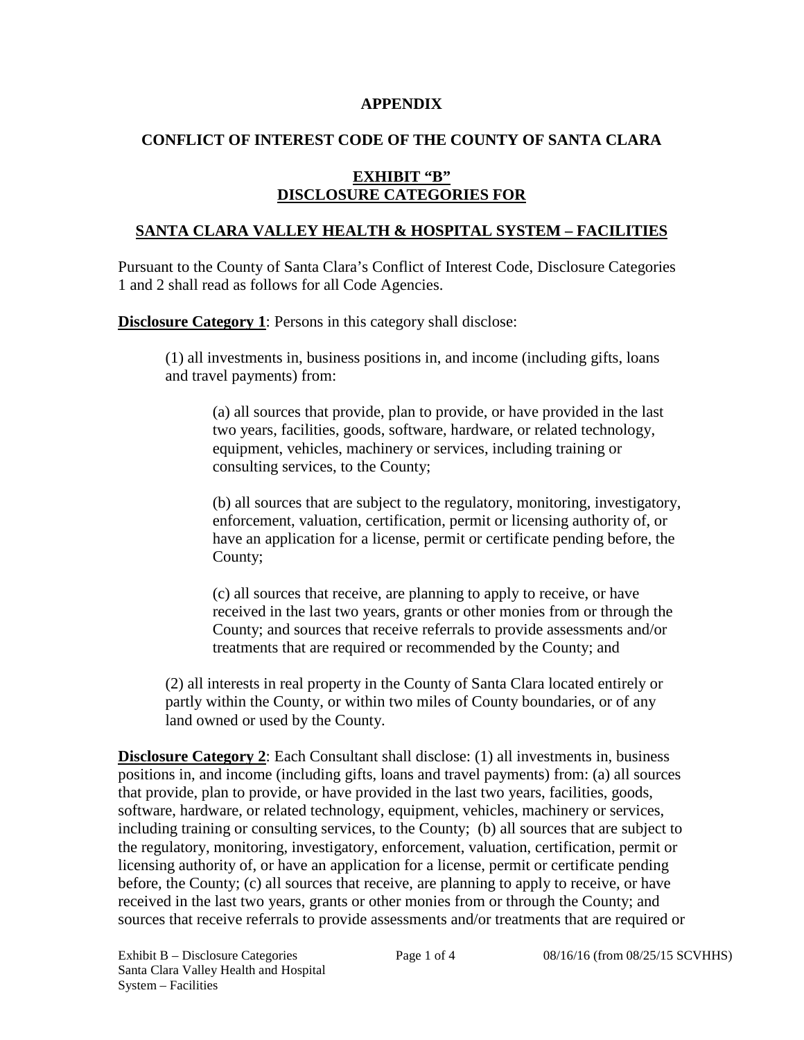**APPENDIX**

**CONFLICT OF INTEREST CODE OF THE COUNTY OF SANTA CLARA**

**EXHIBIT "B"**
**DISCLOSURE CATEGORIES FOR**

**SANTA CLARA VALLEY HEALTH & HOSPITAL SYSTEM – FACILITIES**

Pursuant to the County of Santa Clara's Conflict of Interest Code, Disclosure Categories 1 and 2 shall read as follows for all Code Agencies.

**Disclosure Category 1**: Persons in this category shall disclose:

(1) all investments in, business positions in, and income (including gifts, loans and travel payments) from:

(a) all sources that provide, plan to provide, or have provided in the last two years, facilities, goods, software, hardware, or related technology, equipment, vehicles, machinery or services, including training or consulting services, to the County;

(b) all sources that are subject to the regulatory, monitoring, investigatory, enforcement, valuation, certification, permit or licensing authority of, or have an application for a license, permit or certificate pending before, the County;

(c) all sources that receive, are planning to apply to receive, or have received in the last two years, grants or other monies from or through the County; and sources that receive referrals to provide assessments and/or treatments that are required or recommended by the County; and

(2) all interests in real property in the County of Santa Clara located entirely or partly within the County, or within two miles of County boundaries, or of any land owned or used by the County.

**Disclosure Category 2**: Each Consultant shall disclose: (1) all investments in, business positions in, and income (including gifts, loans and travel payments) from: (a) all sources that provide, plan to provide, or have provided in the last two years, facilities, goods, software, hardware, or related technology, equipment, vehicles, machinery or services, including training or consulting services, to the County; (b) all sources that are subject to the regulatory, monitoring, investigatory, enforcement, valuation, certification, permit or licensing authority of, or have an application for a license, permit or certificate pending before, the County; (c) all sources that receive, are planning to apply to receive, or have received in the last two years, grants or other monies from or through the County; and sources that receive referrals to provide assessments and/or treatments that are required or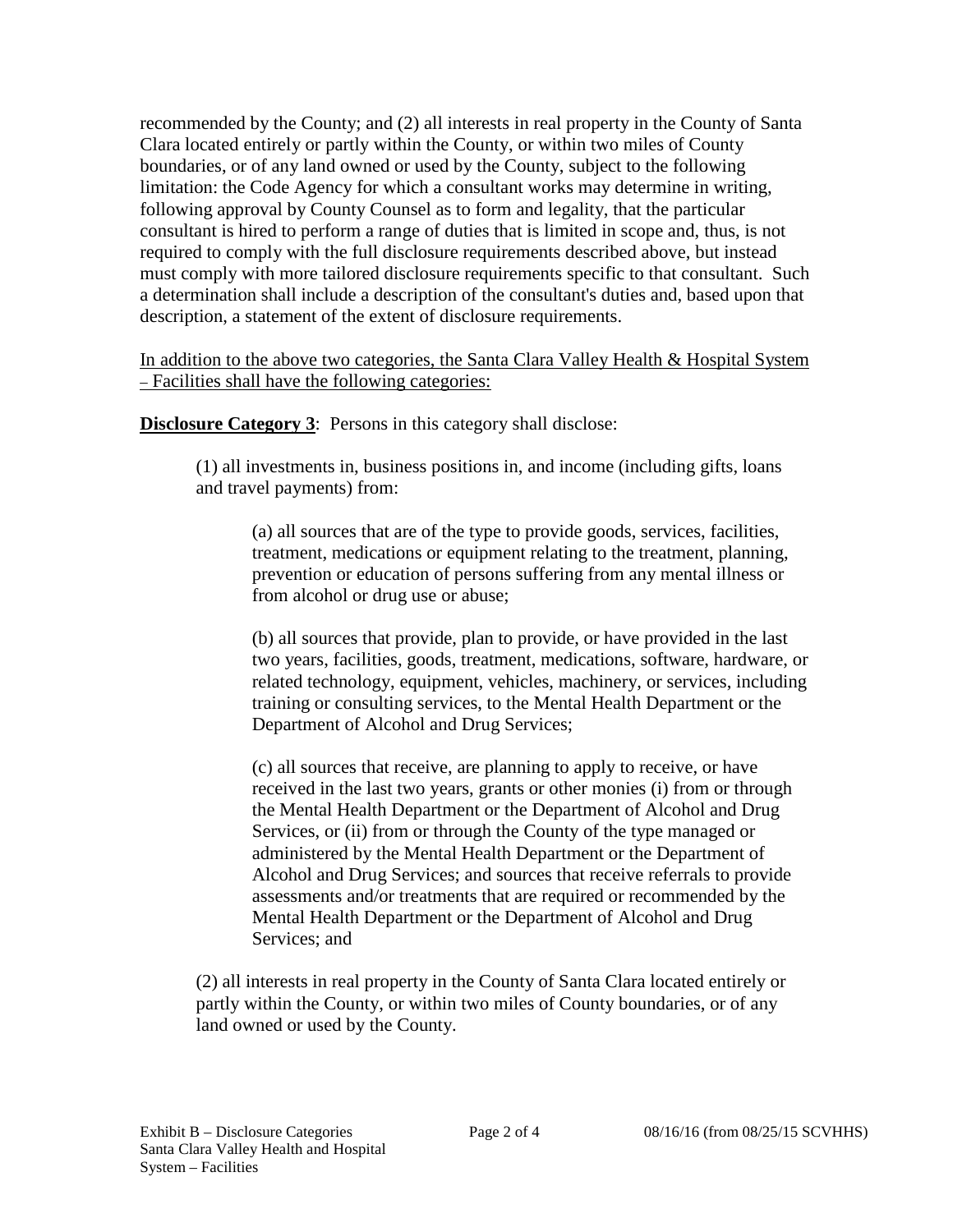recommended by the County; and (2) all interests in real property in the County of Santa Clara located entirely or partly within the County, or within two miles of County boundaries, or of any land owned or used by the County, subject to the following limitation: the Code Agency for which a consultant works may determine in writing, following approval by County Counsel as to form and legality, that the particular consultant is hired to perform a range of duties that is limited in scope and, thus, is not required to comply with the full disclosure requirements described above, but instead must comply with more tailored disclosure requirements specific to that consultant. Such a determination shall include a description of the consultant's duties and, based upon that description, a statement of the extent of disclosure requirements.

<u>In addition to the above two categories, the Santa Clara Valley Health & Hospital System – Facilities shall have the following categories:</u>

<u>**Disclosure Category 3**</u>: Persons in this category shall disclose:

(1) all investments in, business positions in, and income (including gifts, loans and travel payments) from:

(a) all sources that are of the type to provide goods, services, facilities, treatment, medications or equipment relating to the treatment, planning, prevention or education of persons suffering from any mental illness or from alcohol or drug use or abuse;

(b) all sources that provide, plan to provide, or have provided in the last two years, facilities, goods, treatment, medications, software, hardware, or related technology, equipment, vehicles, machinery, or services, including training or consulting services, to the Mental Health Department or the Department of Alcohol and Drug Services;

(c) all sources that receive, are planning to apply to receive, or have received in the last two years, grants or other monies (i) from or through the Mental Health Department or the Department of Alcohol and Drug Services, or (ii) from or through the County of the type managed or administered by the Mental Health Department or the Department of Alcohol and Drug Services; and sources that receive referrals to provide assessments and/or treatments that are required or recommended by the Mental Health Department or the Department of Alcohol and Drug Services; and

(2) all interests in real property in the County of Santa Clara located entirely or partly within the County, or within two miles of County boundaries, or of any land owned or used by the County.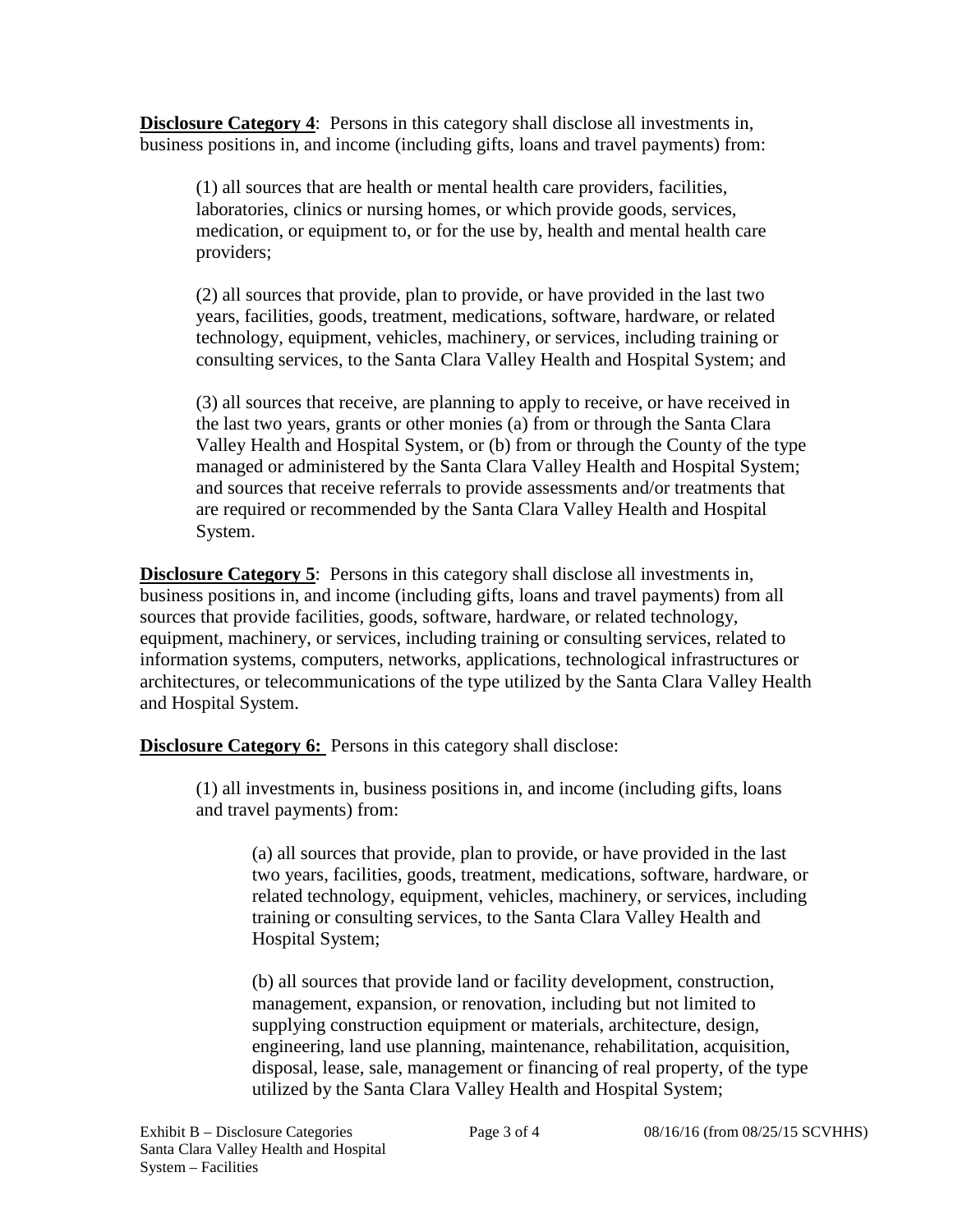**Disclosure Category 4**: Persons in this category shall disclose all investments in, business positions in, and income (including gifts, loans and travel payments) from:

(1) all sources that are health or mental health care providers, facilities, laboratories, clinics or nursing homes, or which provide goods, services, medication, or equipment to, or for the use by, health and mental health care providers;

(2) all sources that provide, plan to provide, or have provided in the last two years, facilities, goods, treatment, medications, software, hardware, or related technology, equipment, vehicles, machinery, or services, including training or consulting services, to the Santa Clara Valley Health and Hospital System; and

(3) all sources that receive, are planning to apply to receive, or have received in the last two years, grants or other monies (a) from or through the Santa Clara Valley Health and Hospital System, or (b) from or through the County of the type managed or administered by the Santa Clara Valley Health and Hospital System; and sources that receive referrals to provide assessments and/or treatments that are required or recommended by the Santa Clara Valley Health and Hospital System.

**Disclosure Category 5**: Persons in this category shall disclose all investments in, business positions in, and income (including gifts, loans and travel payments) from all sources that provide facilities, goods, software, hardware, or related technology, equipment, machinery, or services, including training or consulting services, related to information systems, computers, networks, applications, technological infrastructures or architectures, or telecommunications of the type utilized by the Santa Clara Valley Health and Hospital System.

**Disclosure Category 6:** Persons in this category shall disclose:

(1) all investments in, business positions in, and income (including gifts, loans and travel payments) from:

(a) all sources that provide, plan to provide, or have provided in the last two years, facilities, goods, treatment, medications, software, hardware, or related technology, equipment, vehicles, machinery, or services, including training or consulting services, to the Santa Clara Valley Health and Hospital System;

(b) all sources that provide land or facility development, construction, management, expansion, or renovation, including but not limited to supplying construction equipment or materials, architecture, design, engineering, land use planning, maintenance, rehabilitation, acquisition, disposal, lease, sale, management or financing of real property, of the type utilized by the Santa Clara Valley Health and Hospital System;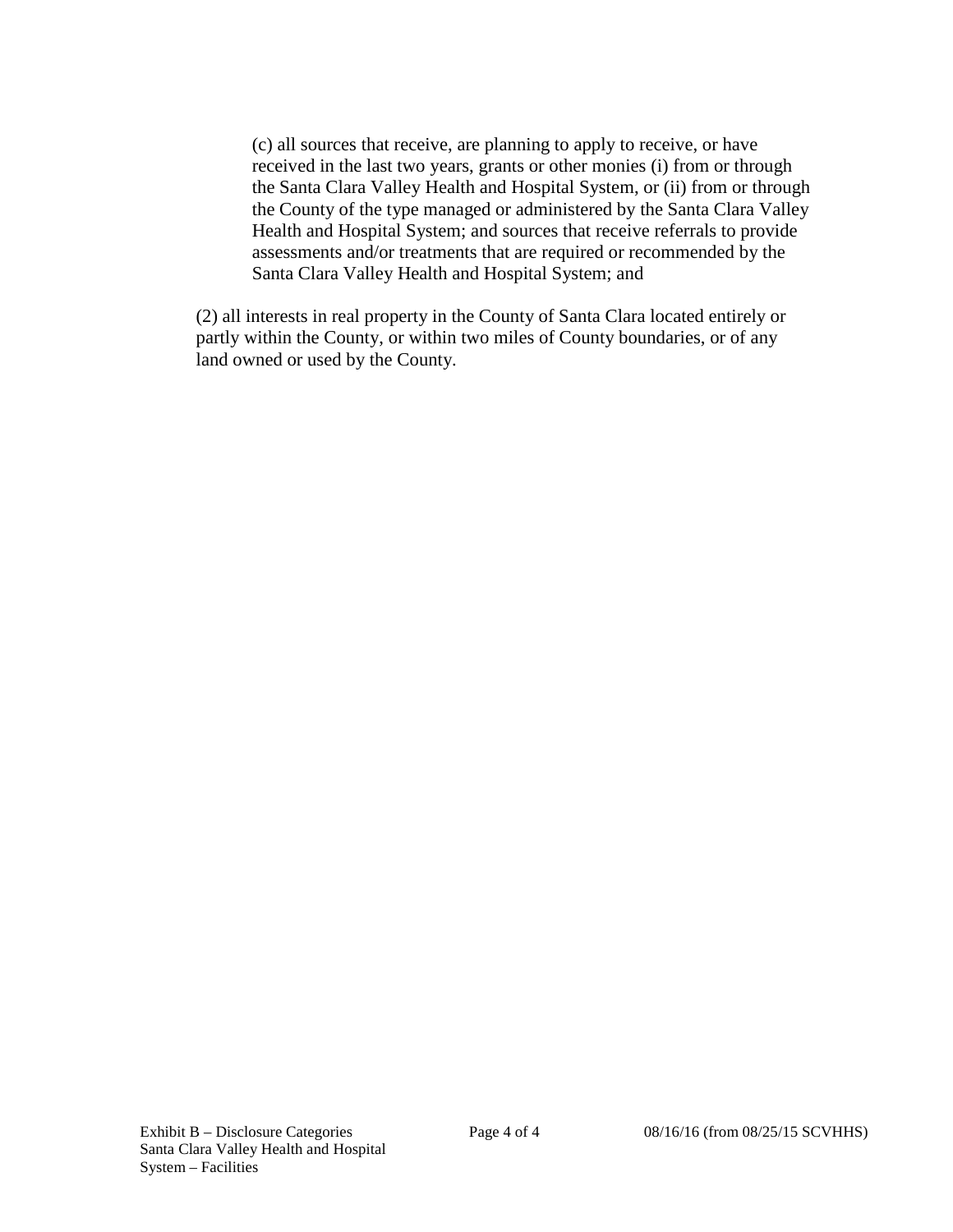(c) all sources that receive, are planning to apply to receive, or have received in the last two years, grants or other monies (i) from or through the Santa Clara Valley Health and Hospital System, or (ii) from or through the County of the type managed or administered by the Santa Clara Valley Health and Hospital System; and sources that receive referrals to provide assessments and/or treatments that are required or recommended by the Santa Clara Valley Health and Hospital System; and

(2) all interests in real property in the County of Santa Clara located entirely or partly within the County, or within two miles of County boundaries, or of any land owned or used by the County.